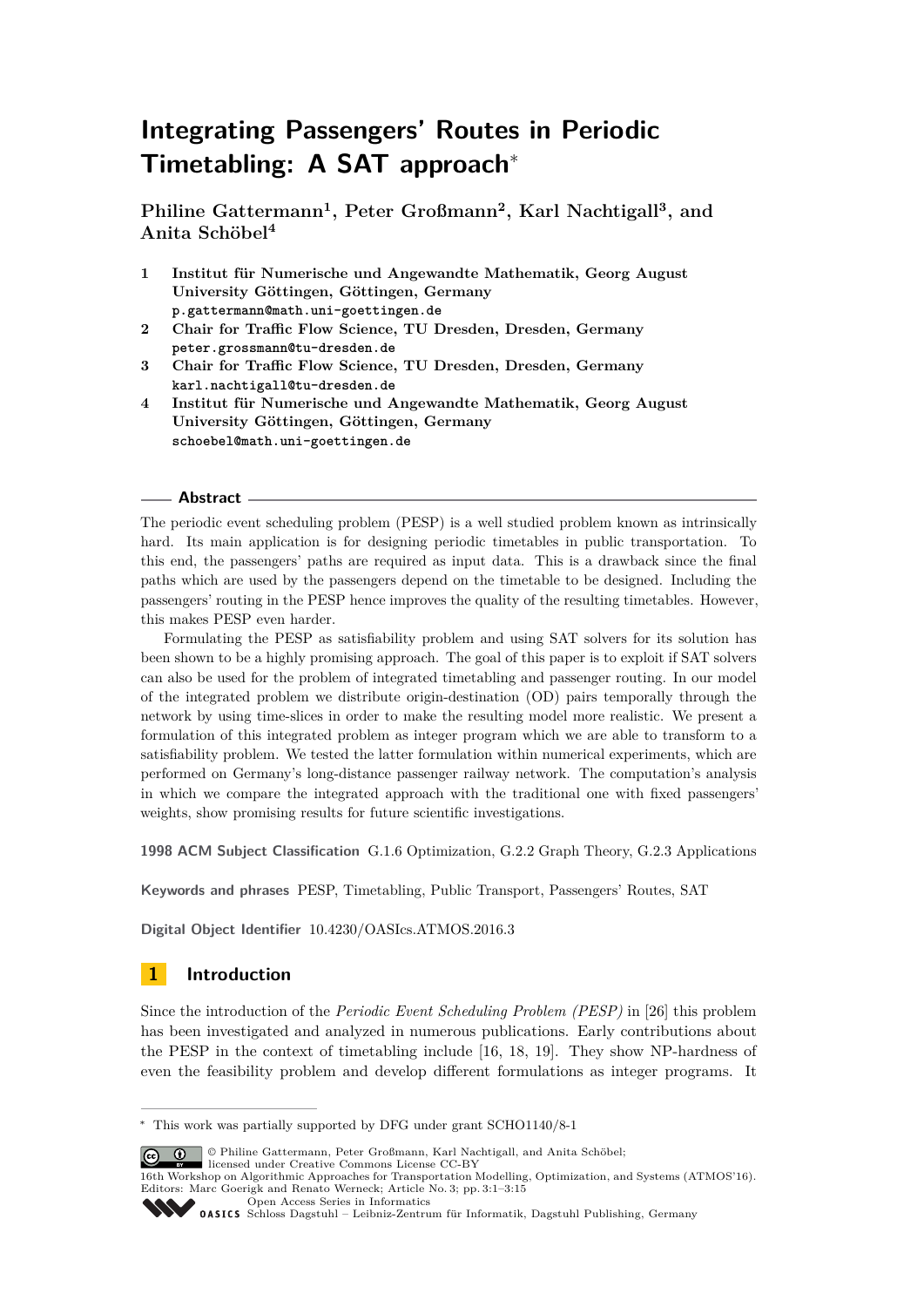# Integrating Passengers' Routes in Periodic Timetabling: A SAT approach*

**Philine Gattermann[1], Peter Großmann[2], Karl Nachtigall[3], and Anita Schöbel[4]**

1. **Institut für Numerische und Angewandte Mathematik, Georg August University Göttingen, Göttingen, Germany**
   `p.gattermann@math.uni-goettingen.de`
2. **Chair for Traffic Flow Science, TU Dresden, Dresden, Germany**
   `peter.grossmann@tu-dresden.de`
3. **Chair for Traffic Flow Science, TU Dresden, Dresden, Germany**
   `karl.nachtigall@tu-dresden.de`
4. **Institut für Numerische und Angewandte Mathematik, Georg August University Göttingen, Göttingen, Germany**
   `schoebel@math.uni-goettingen.de`

## Abstract

The periodic event scheduling problem (PESP) is a well studied problem known as intrinsically hard. Its main application is for designing periodic timetables in public transportation. To this end, the passengers' paths are required as input data. This is a drawback since the final paths which are used by the passengers depend on the timetable to be designed. Including the passengers' routing in the PESP hence improves the quality of the resulting timetables. However, this makes PESP even harder.

Formulating the PESP as satisfiability problem and using SAT solvers for its solution has been shown to be a highly promising approach. The goal of this paper is to exploit if SAT solvers can also be used for the problem of integrated timetabling and passenger routing. In our model of the integrated problem we distribute origin-destination (OD) pairs temporally through the network by using time-slices in order to make the resulting model more realistic. We present a formulation of this integrated problem as integer program which we are able to transform to a satisfiability problem. We tested the latter formulation within numerical experiments, which are performed on Germany's long-distance passenger railway network. The computation's analysis in which we compare the integrated approach with the traditional one with fixed passengers' weights, show promising results for future scientific investigations.

**1998 ACM Subject Classification** G.1.6 Optimization, G.2.2 Graph Theory, G.2.3 Applications

**Keywords and phrases** PESP, Timetabling, Public Transport, Passengers' Routes, SAT

**Digital Object Identifier** 10.4230/OASIcs.ATMOS.2016.3

## 1 Introduction

Since the introduction of the *Periodic Event Scheduling Problem (PESP)* in [26] this problem has been investigated and analyzed in numerous publications. Early contributions about the PESP in the context of timetabling include [16, 18, 19]. They show NP-hardness of even the feasibility problem and develop different formulations as integer programs. It

---

* This work was partially supported by DFG under grant SCHO1140/8-1

© Philine Gattermann, Peter Großmann, Karl Nachtigall, and Anita Schöbel; licensed under Creative Commons License CC-BY
16th Workshop on Algorithmic Approaches for Transportation Modelling, Optimization, and Systems (ATMOS'16).
Editors: Marc Goerigk and Renato Werneck; Article No. 3; pp. 3:1–3:15
Open Access Series in Informatics
OASICS Schloss Dagstuhl – Leibniz-Zentrum für Informatik, Dagstuhl Publishing, Germany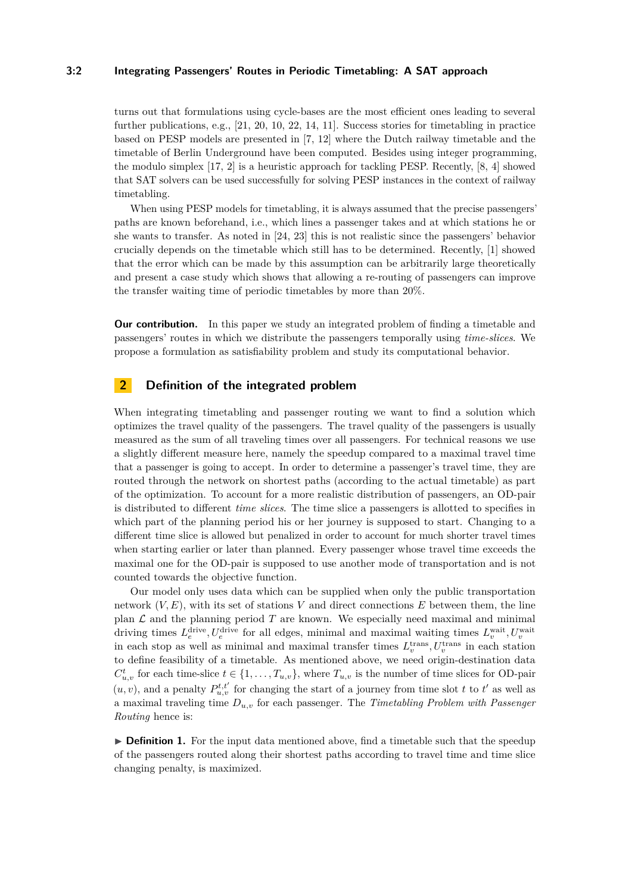turns out that formulations using cycle-bases are the most efficient ones leading to several further publications, e.g., [21, 20, 10, 22, 14, 11]. Success stories for timetabling in practice based on PESP models are presented in [7, 12] where the Dutch railway timetable and the timetable of Berlin Underground have been computed. Besides using integer programming, the modulo simplex [17, 2] is a heuristic approach for tackling PESP. Recently, [8, 4] showed that SAT solvers can be used successfully for solving PESP instances in the context of railway timetabling.

When using PESP models for timetabling, it is always assumed that the precise passengers' paths are known beforehand, i.e., which lines a passenger takes and at which stations he or she wants to transfer. As noted in [24, 23] this is not realistic since the passengers' behavior crucially depends on the timetable which still has to be determined. Recently, [1] showed that the error which can be made by this assumption can be arbitrarily large theoretically and present a case study which shows that allowing a re-routing of passengers can improve the transfer waiting time of periodic timetables by more than 20%.

**Our contribution.** In this paper we study an integrated problem of finding a timetable and passengers' routes in which we distribute the passengers temporally using *time-slices*. We propose a formulation as satisfiability problem and study its computational behavior.

## 2 Definition of the integrated problem

When integrating timetabling and passenger routing we want to find a solution which optimizes the travel quality of the passengers. The travel quality of the passengers is usually measured as the sum of all traveling times over all passengers. For technical reasons we use a slightly different measure here, namely the speedup compared to a maximal travel time that a passenger is going to accept. In order to determine a passenger's travel time, they are routed through the network on shortest paths (according to the actual timetable) as part of the optimization. To account for a more realistic distribution of passengers, an OD-pair is distributed to different *time slices*. The time slice a passengers is allotted to specifies in which part of the planning period his or her journey is supposed to start. Changing to a different time slice is allowed but penalized in order to account for much shorter travel times when starting earlier or later than planned. Every passenger whose travel time exceeds the maximal one for the OD-pair is supposed to use another mode of transportation and is not counted towards the objective function.

Our model only uses data which can be supplied when only the public transportation network $(V, E)$, with its set of stations $V$ and direct connections $E$ between them, the line plan $\mathcal{L}$ and the planning period $T$ are known. We especially need maximal and minimal driving times $L_e^{\text{drive}}, U_e^{\text{drive}}$ for all edges, minimal and maximal waiting times $L_v^{\text{wait}}, U_v^{\text{wait}}$ in each stop as well as minimal and maximal transfer times $L_v^{\text{trans}}, U_v^{\text{trans}}$ in each station to define feasibility of a timetable. As mentioned above, we need origin-destination data $C_{u,v}^t$ for each time-slice $t \in \{1, \dots, T_{u,v}\}$, where $T_{u,v}$ is the number of time slices for OD-pair $(u, v)$, and a penalty $P_{u,v}^{t,t'}$ for changing the start of a journey from time slot $t$ to $t'$ as well as a maximal traveling time $D_{u,v}$ for each passenger. The *Timetabling Problem with Passenger Routing* hence is:

▶ **Definition 1.** For the input data mentioned above, find a timetable such that the speedup of the passengers routed along their shortest paths according to travel time and time slice changing penalty, is maximized.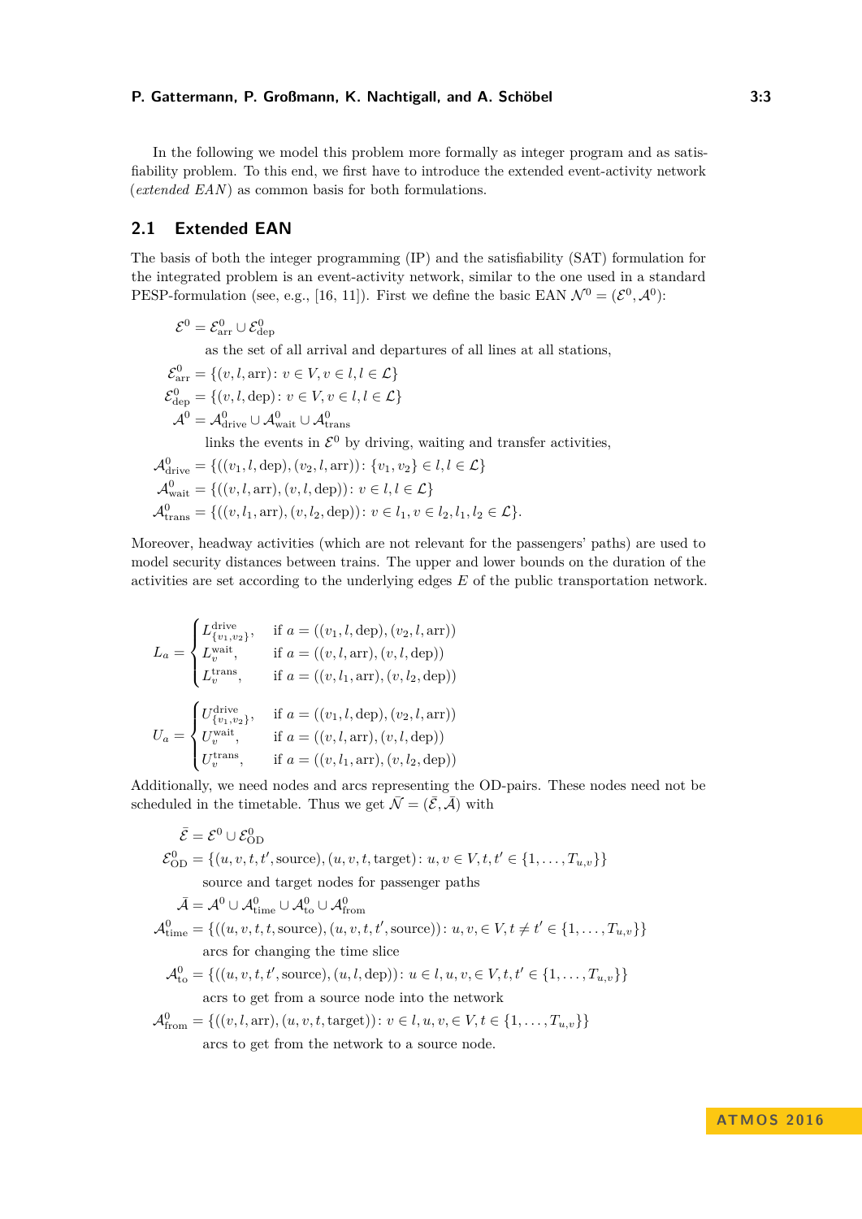In the following we model this problem more formally as integer program and as satisfiability problem. To this end, we first have to introduce the extended event-activity network (*extended EAN*) as common basis for both formulations.

## 2.1 Extended EAN

The basis of both the integer programming (IP) and the satisfiability (SAT) formulation for the integrated problem is an event-activity network, similar to the one used in a standard PESP-formulation (see, e.g., [16, 11]). First we define the basic EAN $\mathcal{N}^0 = (\mathcal{E}^0, \mathcal{A}^0)$:

$$\mathcal{E}^0 = \mathcal{E}^0_{\text{arr}} \cup \mathcal{E}^0_{\text{dep}}$$

as the set of all arrival and departures of all lines at all stations,

$$\mathcal{E}^0_{\text{arr}} = \{(v, l, \text{arr}) : v \in V, v \in l, l \in \mathcal{L}\}$$

$$\mathcal{E}^0_{\text{dep}} = \{(v, l, \text{dep}) : v \in V, v \in l, l \in \mathcal{L}\}$$

$$\mathcal{A}^0 = \mathcal{A}^0_{\text{drive}} \cup \mathcal{A}^0_{\text{wait}} \cup \mathcal{A}^0_{\text{trans}}$$

links the events in $\mathcal{E}^0$ by driving, waiting and transfer activities,

$$\mathcal{A}^0_{\text{drive}} = \{((v_1, l, \text{dep}), (v_2, l, \text{arr})) : \{v_1, v_2\} \in l, l \in \mathcal{L}\}$$

$$\mathcal{A}^0_{\text{wait}} = \{((v, l, \text{arr}), (v, l, \text{dep})) : v \in l, l \in \mathcal{L}\}$$

$$\mathcal{A}^0_{\text{trans}} = \{((v, l_1, \text{arr}), (v, l_2, \text{dep})) : v \in l_1, v \in l_2, l_1, l_2 \in \mathcal{L}\}.$$

Moreover, headway activities (which are not relevant for the passengers' paths) are used to model security distances between trains. The upper and lower bounds on the duration of the activities are set according to the underlying edges $E$ of the public transportation network.

$$L_a = \begin{cases} L^{\text{drive}}_{\{v_1,v_2\}}, & \text{if } a = ((v_1, l, \text{dep}), (v_2, l, \text{arr})) \\ L^{\text{wait}}_v, & \text{if } a = ((v, l, \text{arr}), (v, l, \text{dep})) \\ L^{\text{trans}}_v, & \text{if } a = ((v, l_1, \text{arr}), (v, l_2, \text{dep})) \end{cases}$$

$$U_a = \begin{cases} U^{\text{drive}}_{\{v_1,v_2\}}, & \text{if } a = ((v_1, l, \text{dep}), (v_2, l, \text{arr})) \\ U^{\text{wait}}_v, & \text{if } a = ((v, l, \text{arr}), (v, l, \text{dep})) \\ U^{\text{trans}}_v, & \text{if } a = ((v, l_1, \text{arr}), (v, l_2, \text{dep})) \end{cases}$$

Additionally, we need nodes and arcs representing the OD-pairs. These nodes need not be scheduled in the timetable. Thus we get $\bar{\mathcal{N}} = (\bar{\mathcal{E}}, \bar{\mathcal{A}})$ with

$$\bar{\mathcal{E}} = \mathcal{E}^0 \cup \mathcal{E}^0_{\text{OD}}$$

$$\mathcal{E}^0_{\text{OD}} = \{(u, v, t, t', \text{source}), (u, v, t, \text{target}) : u, v \in V, t, t' \in \{1, \dots, T_{u,v}\}\}$$

source and target nodes for passenger paths

$$\bar{\mathcal{A}} = \mathcal{A}^0 \cup \mathcal{A}^0_{\text{time}} \cup \mathcal{A}^0_{\text{to}} \cup \mathcal{A}^0_{\text{from}}$$

$$\mathcal{A}^0_{\text{time}} = \{((u, v, t, t, \text{source}), (u, v, t, t', \text{source})) : u, v, \in V, t \neq t' \in \{1, \dots, T_{u,v}\}\}$$

arcs for changing the time slice

$$\mathcal{A}^0_{\text{to}} = \{((u, v, t, t', \text{source}), (u, l, \text{dep})) : u \in l, u, v, \in V, t, t' \in \{1, \dots, T_{u,v}\}\}$$

acrs to get from a source node into the network

$$\mathcal{A}^0_{\text{from}} = \{((v, l, \text{arr}), (u, v, t, \text{target})) : v \in l, u, v, \in V, t \in \{1, \dots, T_{u,v}\}\}$$

arcs to get from the network to a source node.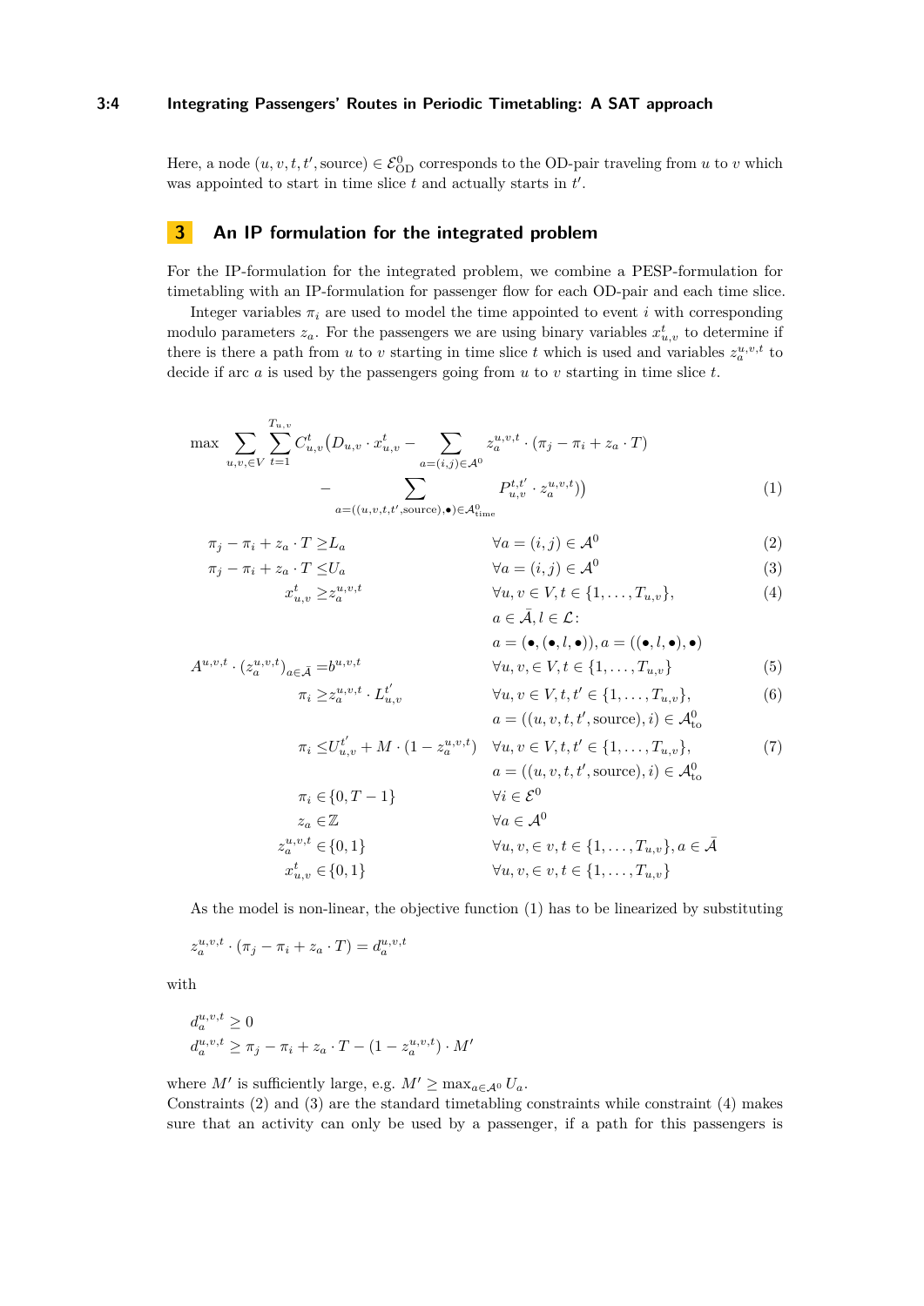Here, a node $(u, v, t, t', \text{source}) \in \mathcal{E}^0_{\text{OD}}$ corresponds to the OD-pair traveling from $u$ to $v$ which was appointed to start in time slice $t$ and actually starts in $t'$.

## 3 An IP formulation for the integrated problem

For the IP-formulation for the integrated problem, we combine a PESP-formulation for timetabling with an IP-formulation for passenger flow for each OD-pair and each time slice.

Integer variables $\pi_i$ are used to model the time appointed to event $i$ with corresponding modulo parameters $z_a$. For the passengers we are using binary variables $x^t_{u,v}$ to determine if there is there a path from $u$ to $v$ starting in time slice $t$ which is used and variables $z^{u,v,t}_a$ to decide if arc $a$ is used by the passengers going from $u$ to $v$ starting in time slice $t$.

$$
\max \sum_{u,v,\in V} \sum_{t=1}^{T_{u,v}} C^t_{u,v} \big( D_{u,v} \cdot x^t_{u,v} - \sum_{a=(i,j)\in\mathcal{A}^0} z^{u,v,t}_a \cdot (\pi_j - \pi_i + z_a \cdot T) - \sum_{a=((u,v,t,t',\text{source}),\bullet)\in\mathcal{A}^0_{\text{time}}} P^{t,t'}_{u,v} \cdot z^{u,v,t}_a) \big) \tag{1}
$$

$$
\begin{aligned}
\pi_j - \pi_i + z_a \cdot T &\geq L_a && \forall a = (i,j) \in \mathcal{A}^0 && (2)\\
\pi_j - \pi_i + z_a \cdot T &\leq U_a && \forall a = (i,j) \in \mathcal{A}^0 && (3)\\
x^t_{u,v} &\geq z^{u,v,t}_a && \forall u,v \in V, t \in \{1,\dots,T_{u,v}\}, && (4)\\
& && a \in \bar{\mathcal{A}}, l \in \mathcal{L}: &&\\
& && a = (\bullet, (\bullet, l, \bullet)), a = ((\bullet, l, \bullet), \bullet) &&\\
A^{u,v,t} \cdot (z^{u,v,t}_a)_{a\in\bar{\mathcal{A}}} &= b^{u,v,t} && \forall u,v,\in V, t \in \{1,\dots,T_{u,v}\} && (5)\\
\pi_i &\geq z^{u,v,t}_a \cdot L^{t'}_{u,v} && \forall u,v \in V, t,t' \in \{1,\dots,T_{u,v}\}, && (6)\\
& && a = ((u,v,t,t',\text{source}), i) \in \mathcal{A}^0_{\text{to}} &&\\
\pi_i &\leq U^{t'}_{u,v} + M \cdot (1 - z^{u,v,t}_a) && \forall u,v \in V, t,t' \in \{1,\dots,T_{u,v}\}, && (7)\\
& && a = ((u,v,t,t',\text{source}), i) \in \mathcal{A}^0_{\text{to}} &&\\
\pi_i &\in \{0, T-1\} && \forall i \in \mathcal{E}^0 &&\\
z_a &\in \mathbb{Z} && \forall a \in \mathcal{A}^0 &&\\
z^{u,v,t}_a &\in \{0,1\} && \forall u,v,\in v, t \in \{1,\dots,T_{u,v}\}, a \in \bar{\mathcal{A}} &&\\
x^t_{u,v} &\in \{0,1\} && \forall u,v,\in v, t \in \{1,\dots,T_{u,v}\} &&
\end{aligned}
$$

As the model is non-linear, the objective function (1) has to be linearized by substituting

$$
z^{u,v,t}_a \cdot (\pi_j - \pi_i + z_a \cdot T) = d^{u,v,t}_a
$$

with

$$
\begin{aligned}
d^{u,v,t}_a &\geq 0\\
d^{u,v,t}_a &\geq \pi_j - \pi_i + z_a \cdot T - (1 - z^{u,v,t}_a) \cdot M'
\end{aligned}
$$

where $M'$ is sufficiently large, e.g. $M' \geq \max_{a\in\mathcal{A}^0} U_a$.

Constraints (2) and (3) are the standard timetabling constraints while constraint (4) makes sure that an activity can only be used by a passenger, if a path for this passengers is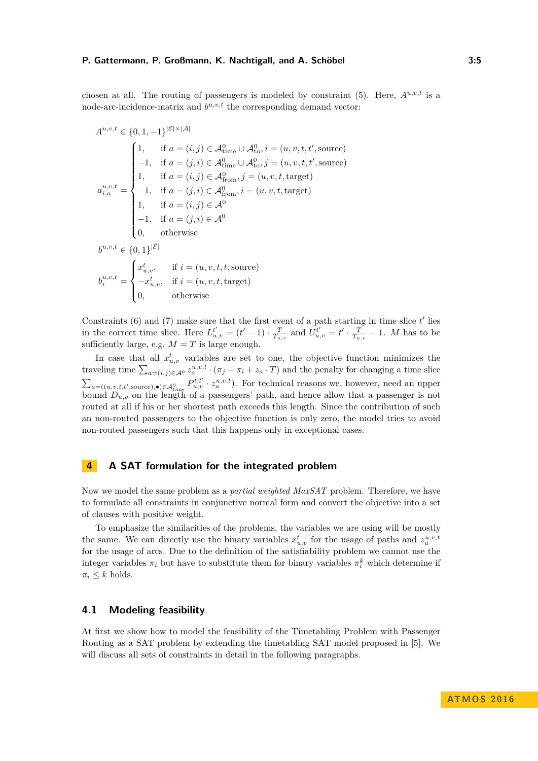chosen at all. The routing of passengers is modeled by constraint (5). Here, $A^{u,v,t}$ is a node-arc-incidence-matrix and $b^{u,v,t}$ the corresponding demand vector:

$$
\begin{aligned}
A^{u,v,t} &\in \{0,1,-1\}^{|\bar{\mathcal{E}}| \times |\bar{\mathcal{A}}|} \\
a^{u,v,t}_{i,a} &= \begin{cases}
1, & \text{if } a = (i,j) \in \mathcal{A}^0_{\text{time}} \cup \mathcal{A}^0_{\text{to}}, i = (u,v,t,t',\text{source}) \\
-1, & \text{if } a = (j,i) \in \mathcal{A}^0_{\text{time}} \cup \mathcal{A}^0_{\text{to}}, j = (u,v,t,t',\text{source}) \\
1, & \text{if } a = (i,j) \in \mathcal{A}^0_{\text{from}}, j = (u,v,t,\text{target}) \\
-1, & \text{if } a = (j,i) \in \mathcal{A}^0_{\text{from}}, i = (u,v,t,\text{target}) \\
1, & \text{if } a = (i,j) \in \mathcal{A}^0 \\
-1, & \text{if } a = (j,i) \in \mathcal{A}^0 \\
0, & \text{otherwise}
\end{cases} \\
b^{u,v,t} &\in \{0,1\}^{|\bar{\mathcal{E}}|} \\
b^{u,v,t}_i &= \begin{cases}
x^t_{u,v}, & \text{if } i = (u,v,t,t,\text{source}) \\
-x^t_{u,v}, & \text{if } i = (u,v,t,\text{target}) \\
0, & \text{otherwise}
\end{cases}
\end{aligned}
$$

Constraints (6) and (7) make sure that the first event of a path starting in time slice $t'$ lies in the correct time slice. Here $L^{t'}_{u,v} = (t'-1) \cdot \frac{T}{T_{u,v}}$ and $U^{t'}_{u,v} = t' \cdot \frac{T}{T_{u,v}} - 1$. $M$ has to be sufficiently large, e.g. $M = T$ is large enough.

In case that all $x^t_{u,v}$ variables are set to one, the objective function minimizes the traveling time $\sum_{a=(i,j)\in\mathcal{A}^0} z^{u,v,t}_a \cdot (\pi_j - \pi_i + z_a \cdot T)$ and the penalty for changing a time slice $\sum_{a=((u,v,t,t',\text{source}),\bullet)\in\mathcal{A}^0_{\text{time}}} P^{t,t'}_{u,v} \cdot z^{u,v,t}_a)$. For technical reasons we, however, need an upper bound $D_{u,v}$ on the length of a passengers' path, and hence allow that a passenger is not routed at all if his or her shortest path exceeds this length. Since the contribution of such an non-routed passengers to the objective function is only zero, the model tries to avoid non-routed passengers such that this happens only in exceptional cases.

## 4 A SAT formulation for the integrated problem

Now we model the same problem as a *partial weighted MaxSAT* problem. Therefore, we have to formulate all constraints in conjunctive normal form and convert the objective into a set of clauses with positive weight.

To emphasize the similarities of the problems, the variables we are using will be mostly the same. We can directly use the binary variables $x^t_{u,v}$ for the usage of paths and $z^{u,v,t}_a$ for the usage of arcs. Due to the definition of the satisfiability problem we cannot use the integer variables $\pi_i$ but have to substitute them for binary variables $\pi^k_i$ which determine if $\pi_i \leq k$ holds.

### 4.1 Modeling feasibility

At first we show how to model the feasibility of the Timetabling Problem with Passenger Routing as a SAT problem by extending the timetabling SAT model proposed in [5]. We will discuss all sets of constraints in detail in the following paragraphs.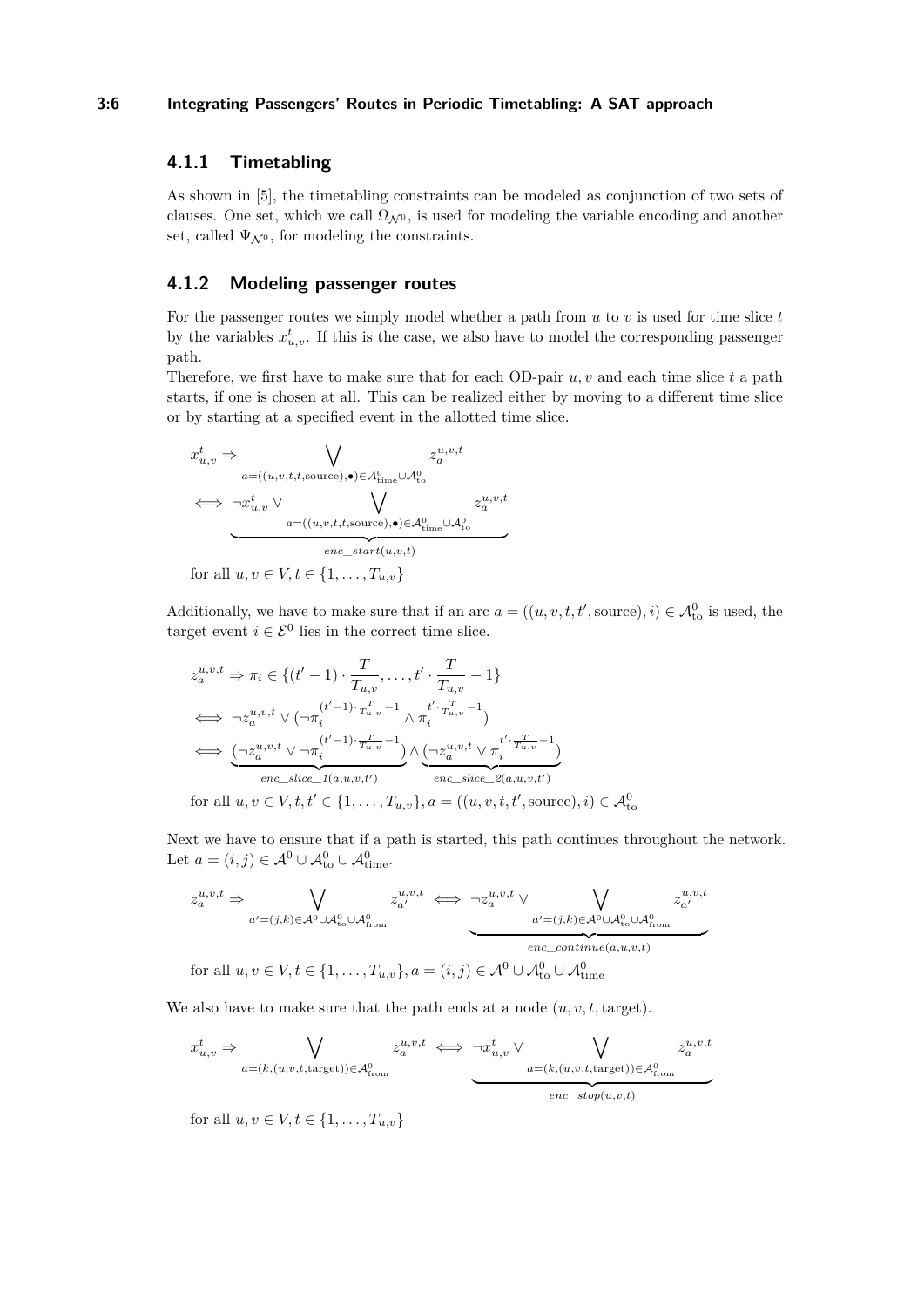### 4.1.1 Timetabling

As shown in [5], the timetabling constraints can be modeled as conjunction of two sets of clauses. One set, which we call $\Omega_{\mathcal{N}^0}$, is used for modeling the variable encoding and another set, called $\Psi_{\mathcal{N}^0}$, for modeling the constraints.

### 4.1.2 Modeling passenger routes

For the passenger routes we simply model whether a path from $u$ to $v$ is used for time slice $t$ by the variables $x^t_{u,v}$. If this is the case, we also have to model the corresponding passenger path.

Therefore, we first have to make sure that for each OD-pair $u, v$ and each time slice $t$ a path starts, if one is chosen at all. This can be realized either by moving to a different time slice or by starting at a specified event in the allotted time slice.

$$x^t_{u,v} \Rightarrow \bigvee_{a=((u,v,t,t,\text{source}),\bullet)\in\mathcal{A}^0_{\text{time}}\cup\mathcal{A}^0_{\text{to}}} z^{u,v,t}_a$$

$$\iff \underbrace{\neg x^t_{u,v} \vee \bigvee_{a=((u,v,t,t,\text{source}),\bullet)\in\mathcal{A}^0_{\text{time}}\cup\mathcal{A}^0_{\text{to}}} z^{u,v,t}_a}_{enc\_start(u,v,t)}$$

for all $u, v \in V, t \in \{1, \ldots, T_{u,v}\}$

Additionally, we have to make sure that if an arc $a = ((u, v, t, t', \text{source}), i) \in \mathcal{A}^0_{\text{to}}$ is used, the target event $i \in \mathcal{E}^0$ lies in the correct time slice.

$$z^{u,v,t}_a \Rightarrow \pi_i \in \{(t'-1)\cdot\frac{T}{T_{u,v}}, \ldots, t'\cdot\frac{T}{T_{u,v}} - 1\}$$

$$\iff \neg z^{u,v,t}_a \vee (\neg\pi_i^{(t'-1)\cdot\frac{T}{T_{u,v}}-1} \wedge \pi_i^{t'\cdot\frac{T}{T_{u,v}}-1})$$

$$\iff \underbrace{(\neg z^{u,v,t}_a \vee \neg\pi_i^{(t'-1)\cdot\frac{T}{T_{u,v}}-1})}_{enc\_slice\_1(a,u,v,t')} \wedge \underbrace{(\neg z^{u,v,t}_a \vee \pi_i^{t'\cdot\frac{T}{T_{u,v}}-1})}_{enc\_slice\_2(a,u,v,t')}$$

for all $u, v \in V, t, t' \in \{1, \ldots, T_{u,v}\}, a = ((u, v, t, t', \text{source}), i) \in \mathcal{A}^0_{\text{to}}$

Next we have to ensure that if a path is started, this path continues throughout the network. Let $a = (i, j) \in \mathcal{A}^0 \cup \mathcal{A}^0_{\text{to}} \cup \mathcal{A}^0_{\text{time}}$.

$$z^{u,v,t}_a \Rightarrow \bigvee_{a'=(j,k)\in\mathcal{A}^0\cup\mathcal{A}^0_{\text{to}}\cup\mathcal{A}^0_{\text{from}}} z^{u,v,t}_{a'} \iff \underbrace{\neg z^{u,v,t}_a \vee \bigvee_{a'=(j,k)\in\mathcal{A}^0\cup\mathcal{A}^0_{\text{to}}\cup\mathcal{A}^0_{\text{from}}} z^{u,v,t}_{a'}}_{enc\_continue(a,u,v,t)}$$

for all $u, v \in V, t \in \{1, \ldots, T_{u,v}\}, a = (i, j) \in \mathcal{A}^0 \cup \mathcal{A}^0_{\text{to}} \cup \mathcal{A}^0_{\text{time}}$

We also have to make sure that the path ends at a node $(u, v, t, \text{target})$.

$$x^t_{u,v} \Rightarrow \bigvee_{a=(k,(u,v,t,\text{target}))\in\mathcal{A}^0_{\text{from}}} z^{u,v,t}_a \iff \underbrace{\neg x^t_{u,v} \vee \bigvee_{a=(k,(u,v,t,\text{target}))\in\mathcal{A}^0_{\text{from}}} z^{u,v,t}_a}_{enc\_stop(u,v,t)}$$

for all $u, v \in V, t \in \{1, \ldots, T_{u,v}\}$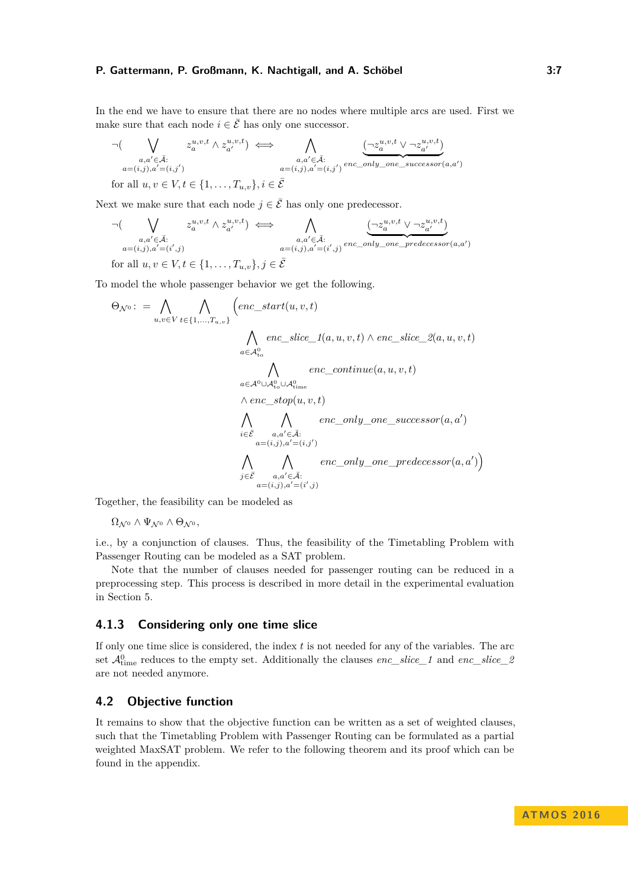In the end we have to ensure that there are no nodes where multiple arcs are used. First we make sure that each node $i \in \bar{\mathcal{E}}$ has only one successor.

$$\neg\Big( \bigvee_{\substack{a,a' \in \bar{\mathcal{A}}: \\ a=(i,j), a'=(i,j')}} z_a^{u,v,t} \wedge z_{a'}^{u,v,t} \Big) \iff \bigwedge_{\substack{a,a' \in \bar{\mathcal{A}}: \\ a=(i,j), a'=(i,j')}} \underbrace{(\neg z_a^{u,v,t} \vee \neg z_{a'}^{u,v,t})}_{enc\_only\_one\_successor(a,a')}$$

for all $u, v \in V, t \in \{1, \ldots, T_{u,v}\}, i \in \bar{\mathcal{E}}$

Next we make sure that each node $j \in \bar{\mathcal{E}}$ has only one predecessor.

$$\neg\Big( \bigvee_{\substack{a,a' \in \bar{\mathcal{A}}: \\ a=(i,j), a'=(i',j)}} z_a^{u,v,t} \wedge z_{a'}^{u,v,t} \Big) \iff \bigwedge_{\substack{a,a' \in \bar{\mathcal{A}}: \\ a=(i,j), a'=(i',j)}} \underbrace{(\neg z_a^{u,v,t} \vee \neg z_{a'}^{u,v,t})}_{enc\_only\_one\_predecessor(a,a')}$$

for all $u, v \in V, t \in \{1, \ldots, T_{u,v}\}, j \in \bar{\mathcal{E}}$

To model the whole passenger behavior we get the following.

$$\begin{aligned}
\Theta_{\mathcal{N}^0} := \bigwedge_{u,v \in V} \bigwedge_{t \in \{1,\ldots,T_{u,v}\}} \Big( & enc\_start(u,v,t) \\
& \bigwedge_{a \in \mathcal{A}^0_{\text{to}}} enc\_slice\_1(a,u,v,t) \wedge enc\_slice\_2(a,u,v,t) \\
& \bigwedge_{a \in \mathcal{A}^0 \cup \mathcal{A}^0_{\text{to}} \cup \mathcal{A}^0_{\text{time}}} enc\_continue(a,u,v,t) \\
& \wedge\, enc\_stop(u,v,t) \\
& \bigwedge_{i \in \bar{\mathcal{E}}} \bigwedge_{\substack{a,a' \in \bar{\mathcal{A}}: \\ a=(i,j), a'=(i,j')}} enc\_only\_one\_successor(a,a') \\
& \bigwedge_{j \in \bar{\mathcal{E}}} \bigwedge_{\substack{a,a' \in \bar{\mathcal{A}}: \\ a=(i,j), a'=(i',j)}} enc\_only\_one\_predecessor(a,a') \Big)
\end{aligned}$$

Together, the feasibility can be modeled as

$$\Omega_{\mathcal{N}^0} \wedge \Psi_{\mathcal{N}^0} \wedge \Theta_{\mathcal{N}^0},$$

i.e., by a conjunction of clauses. Thus, the feasibility of the Timetabling Problem with Passenger Routing can be modeled as a SAT problem.

Note that the number of clauses needed for passenger routing can be reduced in a preprocessing step. This process is described in more detail in the experimental evaluation in Section 5.

### 4.1.3 Considering only one time slice

If only one time slice is considered, the index $t$ is not needed for any of the variables. The arc set $\mathcal{A}^0_{\text{time}}$ reduces to the empty set. Additionally the clauses *enc_slice_1* and *enc_slice_2* are not needed anymore.

## 4.2 Objective function

It remains to show that the objective function can be written as a set of weighted clauses, such that the Timetabling Problem with Passenger Routing can be formulated as a partial weighted MaxSAT problem. We refer to the following theorem and its proof which can be found in the appendix.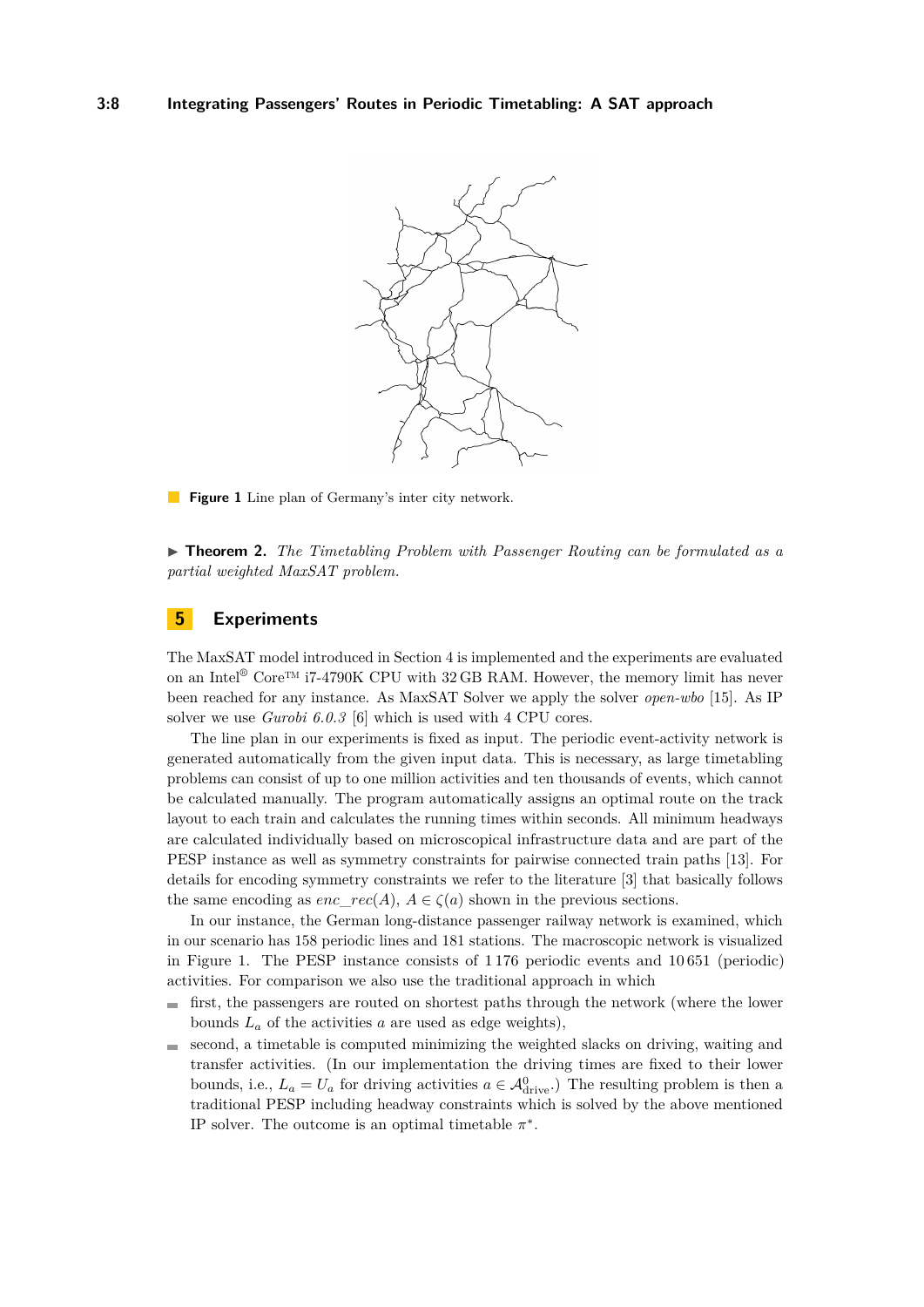**Figure 1** Line plan of Germany's inter city network.

▶ **Theorem 2.** *The Timetabling Problem with Passenger Routing can be formulated as a partial weighted MaxSAT problem.*

## 5 Experiments

The MaxSAT model introduced in Section 4 is implemented and the experiments are evaluated on an Intel® Core™ i7-4790K CPU with 32 GB RAM. However, the memory limit has never been reached for any instance. As MaxSAT Solver we apply the solver *open-wbo* [15]. As IP solver we use *Gurobi 6.0.3* [6] which is used with 4 CPU cores.

The line plan in our experiments is fixed as input. The periodic event-activity network is generated automatically from the given input data. This is necessary, as large timetabling problems can consist of up to one million activities and ten thousands of events, which cannot be calculated manually. The program automatically assigns an optimal route on the track layout to each train and calculates the running times within seconds. All minimum headways are calculated individually based on microscopical infrastructure data and are part of the PESP instance as well as symmetry constraints for pairwise connected train paths [13]. For details for encoding symmetry constraints we refer to the literature [3] that basically follows the same encoding as $enc\_rec(A)$, $A \in \zeta(a)$ shown in the previous sections.

In our instance, the German long-distance passenger railway network is examined, which in our scenario has 158 periodic lines and 181 stations. The macroscopic network is visualized in Figure 1. The PESP instance consists of 1 176 periodic events and 10 651 (periodic) activities. For comparison we also use the traditional approach in which

- first, the passengers are routed on shortest paths through the network (where the lower bounds $L_a$ of the activities $a$ are used as edge weights),
- second, a timetable is computed minimizing the weighted slacks on driving, waiting and transfer activities. (In our implementation the driving times are fixed to their lower bounds, i.e., $L_a = U_a$ for driving activities $a \in \mathcal{A}^0_{\text{drive}}$.) The resulting problem is then a traditional PESP including headway constraints which is solved by the above mentioned IP solver. The outcome is an optimal timetable $\pi^*$.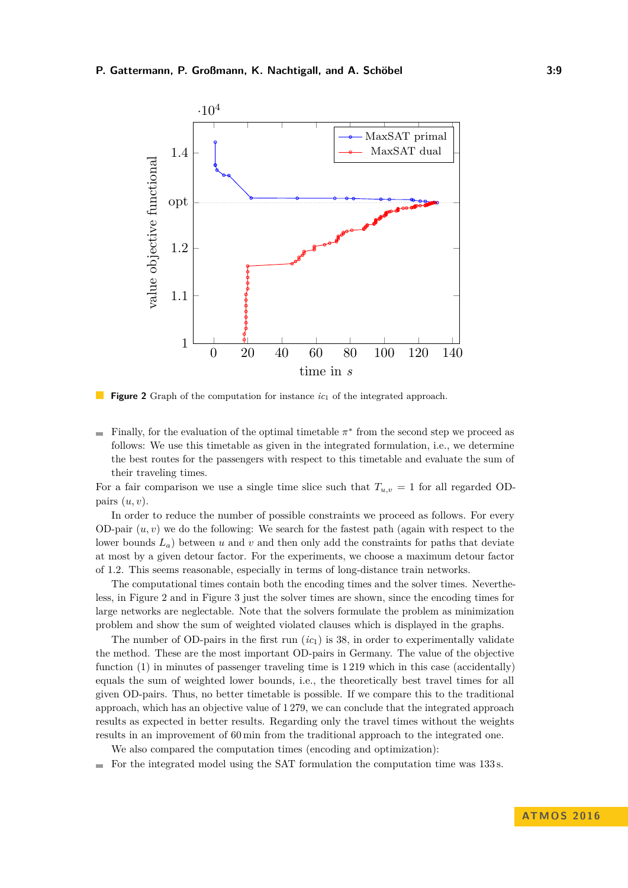**Figure 2** Graph of the computation for instance $ic_1$ of the integrated approach.

- Finally, for the evaluation of the optimal timetable $\pi^*$ from the second step we proceed as follows: We use this timetable as given in the integrated formulation, i.e., we determine the best routes for the passengers with respect to this timetable and evaluate the sum of their traveling times.

For a fair comparison we use a single time slice such that $T_{u,v} = 1$ for all regarded OD-pairs $(u, v)$.

In order to reduce the number of possible constraints we proceed as follows. For every OD-pair $(u, v)$ we do the following: We search for the fastest path (again with respect to the lower bounds $L_a$) between $u$ and $v$ and then only add the constraints for paths that deviate at most by a given detour factor. For the experiments, we choose a maximum detour factor of 1.2. This seems reasonable, especially in terms of long-distance train networks.

The computational times contain both the encoding times and the solver times. Nevertheless, in Figure 2 and in Figure 3 just the solver times are shown, since the encoding times for large networks are neglectable. Note that the solvers formulate the problem as minimization problem and show the sum of weighted violated clauses which is displayed in the graphs.

The number of OD-pairs in the first run ($ic_1$) is 38, in order to experimentally validate the method. These are the most important OD-pairs in Germany. The value of the objective function (1) in minutes of passenger traveling time is 1 219 which in this case (accidentally) equals the sum of weighted lower bounds, i.e., the theoretically best travel times for all given OD-pairs. Thus, no better timetable is possible. If we compare this to the traditional approach, which has an objective value of 1 279, we can conclude that the integrated approach results as expected in better results. Regarding only the travel times without the weights results in an improvement of 60 min from the traditional approach to the integrated one.

We also compared the computation times (encoding and optimization):

- For the integrated model using the SAT formulation the computation time was 133 s.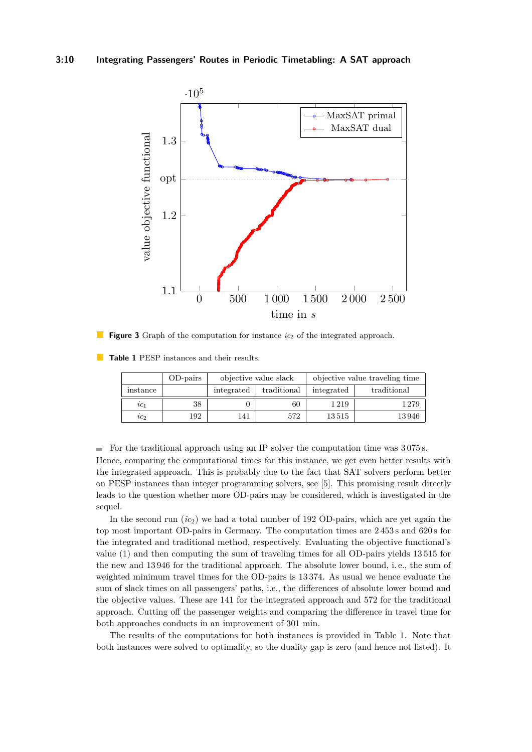**Figure 3** Graph of the computation for instance $ic_2$ of the integrated approach.

**Table 1** PESP instances and their results.

| | OD-pairs | objective value slack | | objective value traveling time | |
|---|---|---|---|---|---|
| instance | | integrated | traditional | integrated | traditional |
| $ic_1$ | 38 | 0 | 60 | 1 219 | 1 279 |
| $ic_2$ | 192 | 141 | 572 | 13 515 | 13 946 |

- For the traditional approach using an IP solver the computation time was 3 075 s.

Hence, comparing the computational times for this instance, we get even better results with the integrated approach. This is probably due to the fact that SAT solvers perform better on PESP instances than integer programming solvers, see [5]. This promising result directly leads to the question whether more OD-pairs may be considered, which is investigated in the sequel.

In the second run ($ic_2$) we had a total number of 192 OD-pairs, which are yet again the top most important OD-pairs in Germany. The computation times are 2 453 s and 620 s for the integrated and traditional method, respectively. Evaluating the objective functional's value (1) and then computing the sum of traveling times for all OD-pairs yields 13 515 for the new and 13 946 for the traditional approach. The absolute lower bound, i. e., the sum of weighted minimum travel times for the OD-pairs is 13 374. As usual we hence evaluate the sum of slack times on all passengers' paths, i.e., the differences of absolute lower bound and the objective values. These are 141 for the integrated approach and 572 for the traditional approach. Cutting off the passenger weights and comparing the difference in travel time for both approaches conducts in an improvement of 301 min.

The results of the computations for both instances is provided in Table 1. Note that both instances were solved to optimality, so the duality gap is zero (and hence not listed). It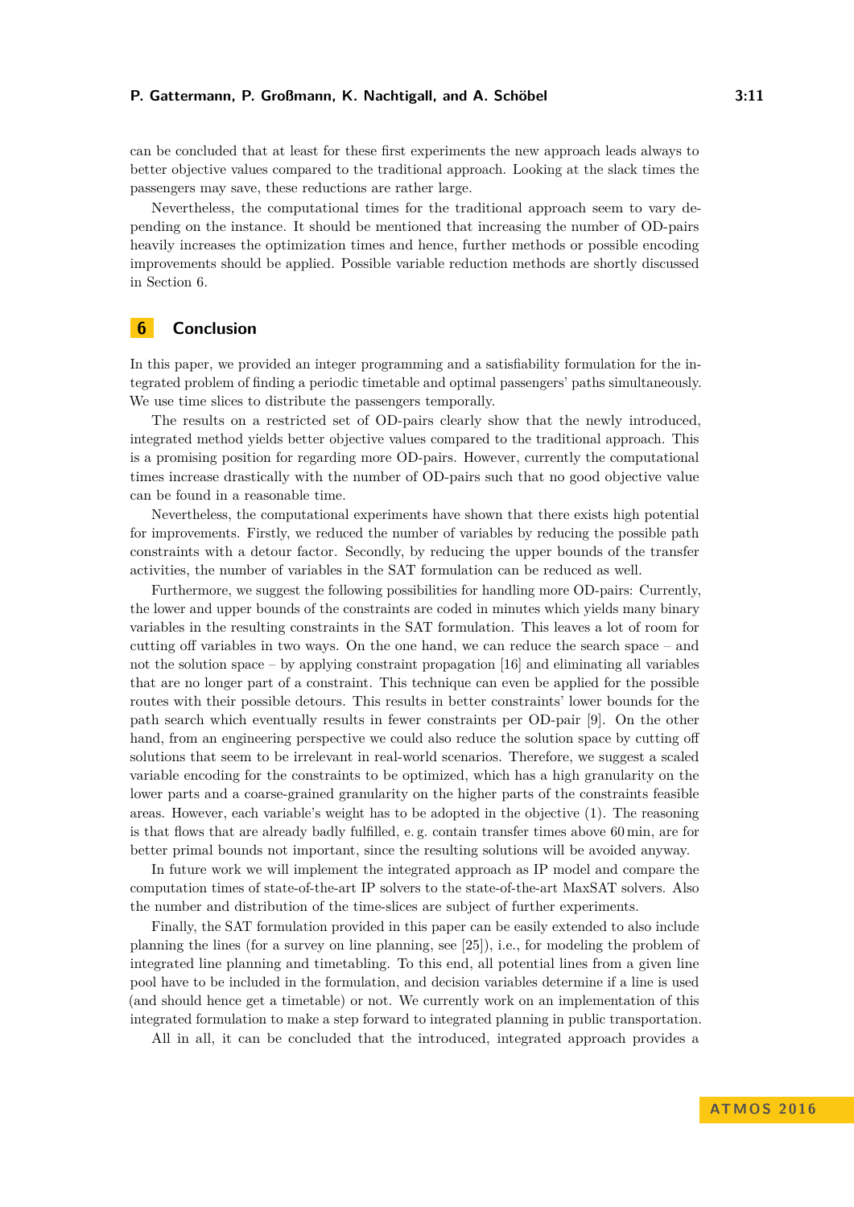can be concluded that at least for these first experiments the new approach leads always to better objective values compared to the traditional approach. Looking at the slack times the passengers may save, these reductions are rather large.

Nevertheless, the computational times for the traditional approach seem to vary depending on the instance. It should be mentioned that increasing the number of OD-pairs heavily increases the optimization times and hence, further methods or possible encoding improvements should be applied. Possible variable reduction methods are shortly discussed in Section 6.

## 6 Conclusion

In this paper, we provided an integer programming and a satisfiability formulation for the integrated problem of finding a periodic timetable and optimal passengers' paths simultaneously. We use time slices to distribute the passengers temporally.

The results on a restricted set of OD-pairs clearly show that the newly introduced, integrated method yields better objective values compared to the traditional approach. This is a promising position for regarding more OD-pairs. However, currently the computational times increase drastically with the number of OD-pairs such that no good objective value can be found in a reasonable time.

Nevertheless, the computational experiments have shown that there exists high potential for improvements. Firstly, we reduced the number of variables by reducing the possible path constraints with a detour factor. Secondly, by reducing the upper bounds of the transfer activities, the number of variables in the SAT formulation can be reduced as well.

Furthermore, we suggest the following possibilities for handling more OD-pairs: Currently, the lower and upper bounds of the constraints are coded in minutes which yields many binary variables in the resulting constraints in the SAT formulation. This leaves a lot of room for cutting off variables in two ways. On the one hand, we can reduce the search space – and not the solution space – by applying constraint propagation [16] and eliminating all variables that are no longer part of a constraint. This technique can even be applied for the possible routes with their possible detours. This results in better constraints' lower bounds for the path search which eventually results in fewer constraints per OD-pair [9]. On the other hand, from an engineering perspective we could also reduce the solution space by cutting off solutions that seem to be irrelevant in real-world scenarios. Therefore, we suggest a scaled variable encoding for the constraints to be optimized, which has a high granularity on the lower parts and a coarse-grained granularity on the higher parts of the constraints feasible areas. However, each variable's weight has to be adopted in the objective (1). The reasoning is that flows that are already badly fulfilled, e. g. contain transfer times above 60 min, are for better primal bounds not important, since the resulting solutions will be avoided anyway.

In future work we will implement the integrated approach as IP model and compare the computation times of state-of-the-art IP solvers to the state-of-the-art MaxSAT solvers. Also the number and distribution of the time-slices are subject of further experiments.

Finally, the SAT formulation provided in this paper can be easily extended to also include planning the lines (for a survey on line planning, see [25]), i.e., for modeling the problem of integrated line planning and timetabling. To this end, all potential lines from a given line pool have to be included in the formulation, and decision variables determine if a line is used (and should hence get a timetable) or not. We currently work on an implementation of this integrated formulation to make a step forward to integrated planning in public transportation.

All in all, it can be concluded that the introduced, integrated approach provides a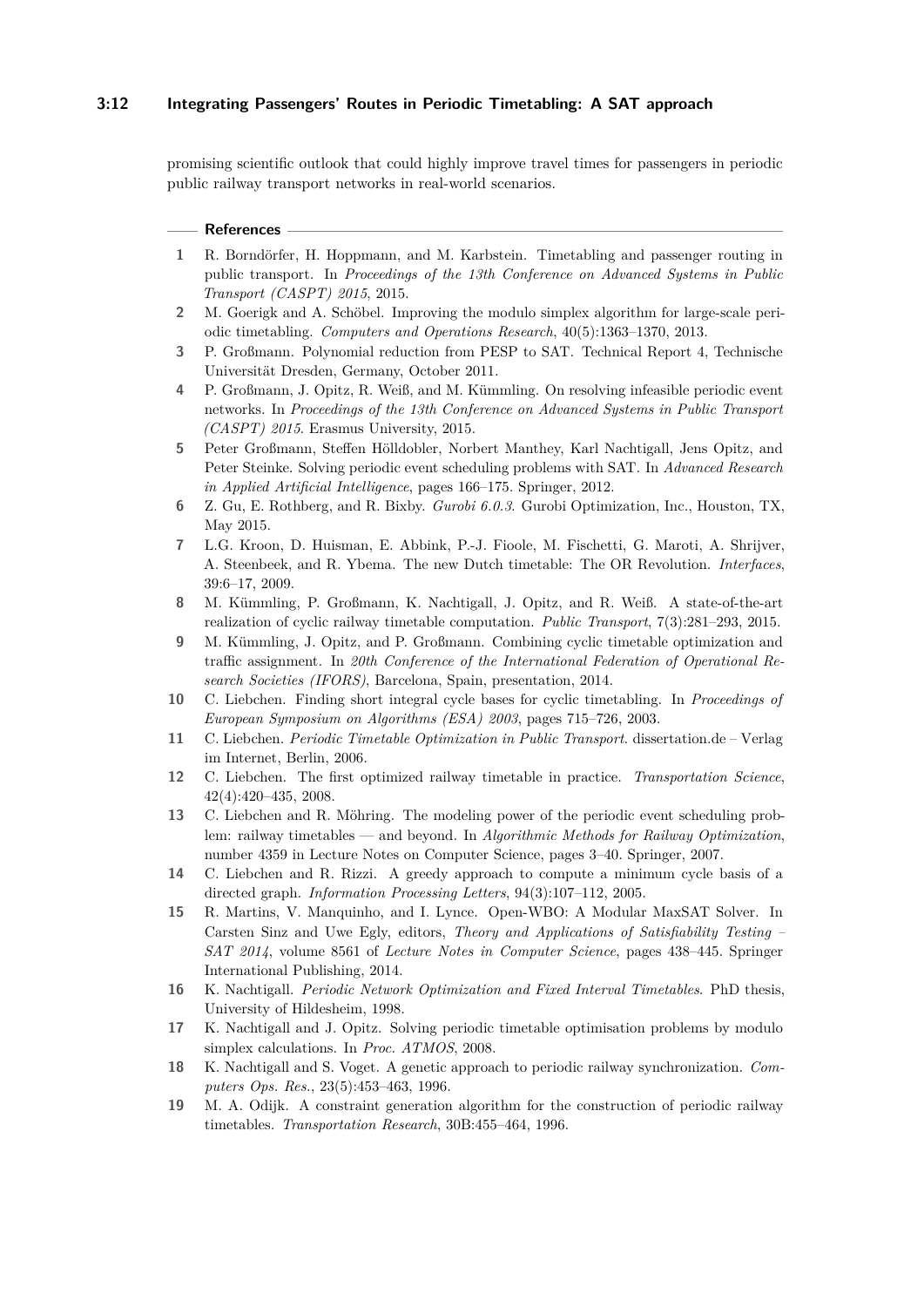promising scientific outlook that could highly improve travel times for passengers in periodic public railway transport networks in real-world scenarios.

## References

1. R. Borndörfer, H. Hoppmann, and M. Karbstein. Timetabling and passenger routing in public transport. In *Proceedings of the 13th Conference on Advanced Systems in Public Transport (CASPT) 2015*, 2015.
2. M. Goerigk and A. Schöbel. Improving the modulo simplex algorithm for large-scale periodic timetabling. *Computers and Operations Research*, 40(5):1363–1370, 2013.
3. P. Großmann. Polynomial reduction from PESP to SAT. Technical Report 4, Technische Universität Dresden, Germany, October 2011.
4. P. Großmann, J. Opitz, R. Weiß, and M. Kümmling. On resolving infeasible periodic event networks. In *Proceedings of the 13th Conference on Advanced Systems in Public Transport (CASPT) 2015*. Erasmus University, 2015.
5. Peter Großmann, Steffen Hölldobler, Norbert Manthey, Karl Nachtigall, Jens Opitz, and Peter Steinke. Solving periodic event scheduling problems with SAT. In *Advanced Research in Applied Artificial Intelligence*, pages 166–175. Springer, 2012.
6. Z. Gu, E. Rothberg, and R. Bixby. *Gurobi 6.0.3*. Gurobi Optimization, Inc., Houston, TX, May 2015.
7. L.G. Kroon, D. Huisman, E. Abbink, P.-J. Fioole, M. Fischetti, G. Maroti, A. Shrijver, A. Steenbeek, and R. Ybema. The new Dutch timetable: The OR Revolution. *Interfaces*, 39:6–17, 2009.
8. M. Kümmling, P. Großmann, K. Nachtigall, J. Opitz, and R. Weiß. A state-of-the-art realization of cyclic railway timetable computation. *Public Transport*, 7(3):281–293, 2015.
9. M. Kümmling, J. Opitz, and P. Großmann. Combining cyclic timetable optimization and traffic assignment. In *20th Conference of the International Federation of Operational Research Societies (IFORS)*, Barcelona, Spain, presentation, 2014.
10. C. Liebchen. Finding short integral cycle bases for cyclic timetabling. In *Proceedings of European Symposium on Algorithms (ESA) 2003*, pages 715–726, 2003.
11. C. Liebchen. *Periodic Timetable Optimization in Public Transport*. dissertation.de – Verlag im Internet, Berlin, 2006.
12. C. Liebchen. The first optimized railway timetable in practice. *Transportation Science*, 42(4):420–435, 2008.
13. C. Liebchen and R. Möhring. The modeling power of the periodic event scheduling problem: railway timetables — and beyond. In *Algorithmic Methods for Railway Optimization*, number 4359 in Lecture Notes on Computer Science, pages 3–40. Springer, 2007.
14. C. Liebchen and R. Rizzi. A greedy approach to compute a minimum cycle basis of a directed graph. *Information Processing Letters*, 94(3):107–112, 2005.
15. R. Martins, V. Manquinho, and I. Lynce. Open-WBO: A Modular MaxSAT Solver. In Carsten Sinz and Uwe Egly, editors, *Theory and Applications of Satisfiability Testing – SAT 2014*, volume 8561 of *Lecture Notes in Computer Science*, pages 438–445. Springer International Publishing, 2014.
16. K. Nachtigall. *Periodic Network Optimization and Fixed Interval Timetables*. PhD thesis, University of Hildesheim, 1998.
17. K. Nachtigall and J. Opitz. Solving periodic timetable optimisation problems by modulo simplex calculations. In *Proc. ATMOS*, 2008.
18. K. Nachtigall and S. Voget. A genetic approach to periodic railway synchronization. *Computers Ops. Res.*, 23(5):453–463, 1996.
19. M. A. Odijk. A constraint generation algorithm for the construction of periodic railway timetables. *Transportation Research*, 30B:455–464, 1996.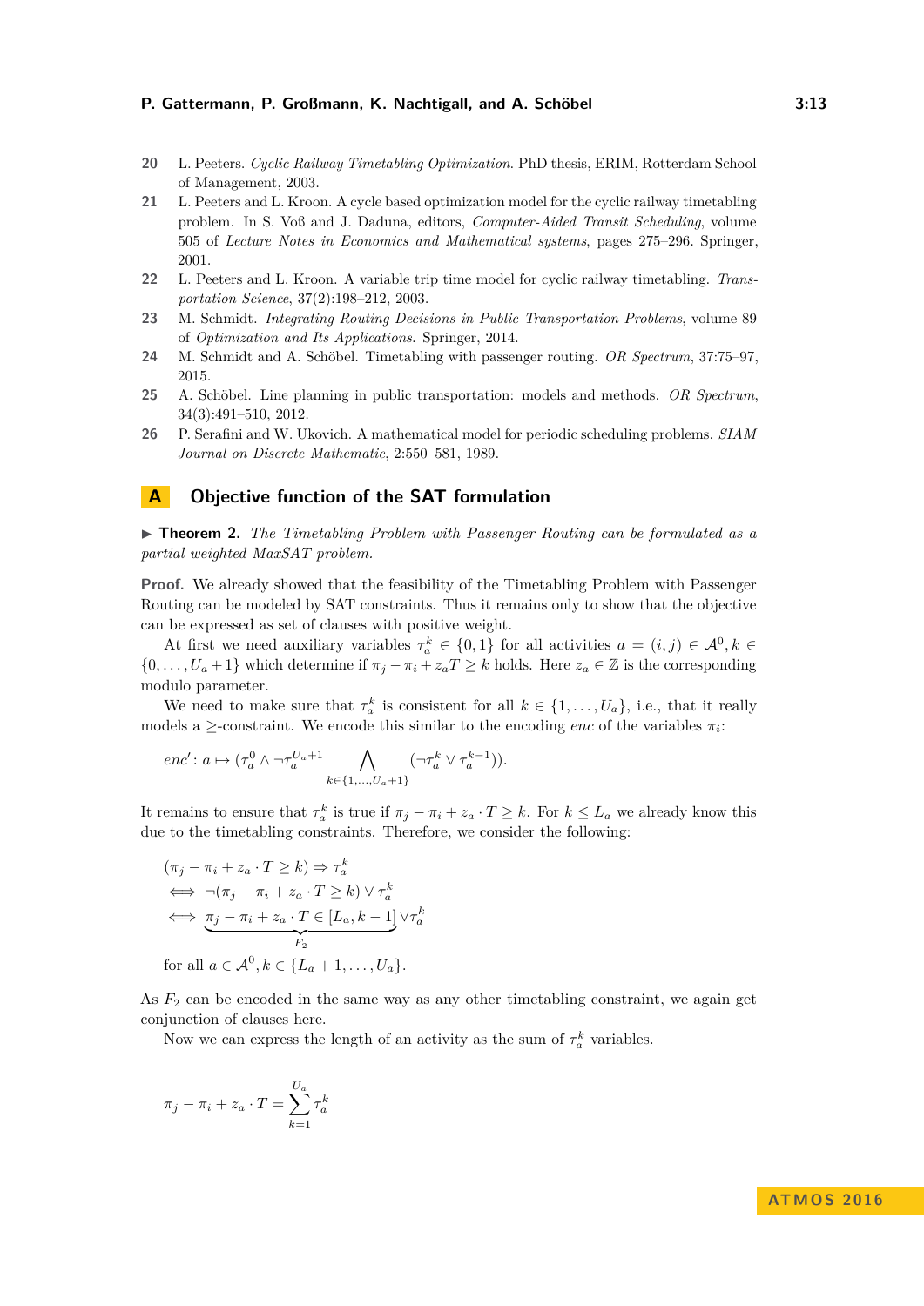20 L. Peeters. *Cyclic Railway Timetabling Optimization*. PhD thesis, ERIM, Rotterdam School of Management, 2003.

21 L. Peeters and L. Kroon. A cycle based optimization model for the cyclic railway timetabling problem. In S. Voß and J. Daduna, editors, *Computer-Aided Transit Scheduling*, volume 505 of *Lecture Notes in Economics and Mathematical systems*, pages 275–296. Springer, 2001.

22 L. Peeters and L. Kroon. A variable trip time model for cyclic railway timetabling. *Transportation Science*, 37(2):198–212, 2003.

23 M. Schmidt. *Integrating Routing Decisions in Public Transportation Problems*, volume 89 of *Optimization and Its Applications*. Springer, 2014.

24 M. Schmidt and A. Schöbel. Timetabling with passenger routing. *OR Spectrum*, 37:75–97, 2015.

25 A. Schöbel. Line planning in public transportation: models and methods. *OR Spectrum*, 34(3):491–510, 2012.

26 P. Serafini and W. Ukovich. A mathematical model for periodic scheduling problems. *SIAM Journal on Discrete Mathematic*, 2:550–581, 1989.

## A Objective function of the SAT formulation

▶ **Theorem 2.** *The Timetabling Problem with Passenger Routing can be formulated as a partial weighted MaxSAT problem.*

**Proof.** We already showed that the feasibility of the Timetabling Problem with Passenger Routing can be modeled by SAT constraints. Thus it remains only to show that the objective can be expressed as set of clauses with positive weight.

At first we need auxiliary variables $\tau_a^k \in \{0,1\}$ for all activities $a = (i,j) \in \mathcal{A}^0, k \in \{0,\dots,U_a+1\}$ which determine if $\pi_j - \pi_i + z_a T \geq k$ holds. Here $z_a \in \mathbb{Z}$ is the corresponding modulo parameter.

We need to make sure that $\tau_a^k$ is consistent for all $k \in \{1,\dots,U_a\}$, i.e., that it really models a $\geq$-constraint. We encode this similar to the encoding *enc* of the variables $\pi_i$:

$$enc' \colon a \mapsto (\tau_a^0 \wedge \neg\tau_a^{U_a+1} \bigwedge_{k\in\{1,\dots,U_a+1\}} (\neg\tau_a^k \vee \tau_a^{k-1})).$$

It remains to ensure that $\tau_a^k$ is true if $\pi_j - \pi_i + z_a \cdot T \geq k$. For $k \leq L_a$ we already know this due to the timetabling constraints. Therefore, we consider the following:

$$\begin{aligned}
&(\pi_j - \pi_i + z_a \cdot T \geq k) \Rightarrow \tau_a^k \\
\iff\ &\neg(\pi_j - \pi_i + z_a \cdot T \geq k) \vee \tau_a^k \\
\iff\ &\underbrace{\pi_j - \pi_i + z_a \cdot T \in [L_a, k-1]}_{F_2} \vee \tau_a^k
\end{aligned}$$

for all $a \in \mathcal{A}^0, k \in \{L_a+1,\dots,U_a\}$.

As $F_2$ can be encoded in the same way as any other timetabling constraint, we again get conjunction of clauses here.

Now we can express the length of an activity as the sum of $\tau_a^k$ variables.

$$\pi_j - \pi_i + z_a \cdot T = \sum_{k=1}^{U_a} \tau_a^k$$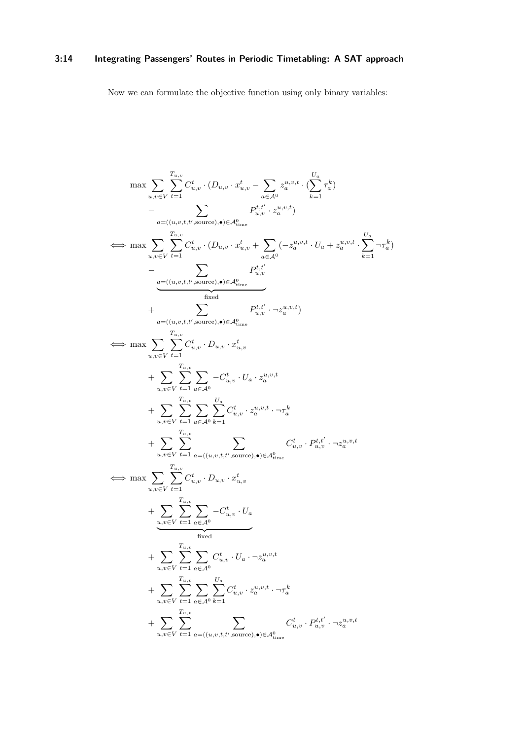Now we can formulate the objective function using only binary variables:

$$
\begin{aligned}
&\max \sum_{u,v \in V} \sum_{t=1}^{T_{u,v}} C_{u,v}^t \cdot (D_{u,v} \cdot x_{u,v}^t - \sum_{a \in \mathcal{A}^0} z_a^{u,v,t} \cdot (\sum_{k=1}^{U_a} \tau_a^k) \\
&\quad - \sum_{a=((u,v,t,t',\text{source}),\bullet) \in \mathcal{A}^0_{\text{time}}} P_{u,v}^{t,t'} \cdot z_a^{u,v,t}) \\
\iff &\max \sum_{u,v \in V} \sum_{t=1}^{T_{u,v}} C_{u,v}^t \cdot (D_{u,v} \cdot x_{u,v}^t + \sum_{a \in \mathcal{A}^0} (-z_a^{u,v,t} \cdot U_a + z_a^{u,v,t} \cdot \sum_{k=1}^{U_a} \neg\tau_a^k) \\
&\quad \underbrace{- \sum_{a=((u,v,t,t',\text{source}),\bullet) \in \mathcal{A}^0_{\text{time}}} P_{u,v}^{t,t'}}_{\text{fixed}} \\
&\quad + \sum_{a=((u,v,t,t',\text{source}),\bullet) \in \mathcal{A}^0_{\text{time}}} P_{u,v}^{t,t'} \cdot \neg z_a^{u,v,t}) \\
\iff &\max \sum_{u,v \in V} \sum_{t=1}^{T_{u,v}} C_{u,v}^t \cdot D_{u,v} \cdot x_{u,v}^t \\
&\quad + \sum_{u,v \in V} \sum_{t=1}^{T_{u,v}} \sum_{a \in \mathcal{A}^0} -C_{u,v}^t \cdot U_a \cdot z_a^{u,v,t} \\
&\quad + \sum_{u,v \in V} \sum_{t=1}^{T_{u,v}} \sum_{a \in \mathcal{A}^0} \sum_{k=1}^{U_a} C_{u,v}^t \cdot z_a^{u,v,t} \cdot \neg\tau_a^k \\
&\quad + \sum_{u,v \in V} \sum_{t=1}^{T_{u,v}} \sum_{a=((u,v,t,t',\text{source}),\bullet) \in \mathcal{A}^0_{\text{time}}} C_{u,v}^t \cdot P_{u,v}^{t,t'} \cdot \neg z_a^{u,v,t} \\
\iff &\max \sum_{u,v \in V} \sum_{t=1}^{T_{u,v}} C_{u,v}^t \cdot D_{u,v} \cdot x_{u,v}^t \\
&\quad + \underbrace{\sum_{u,v \in V} \sum_{t=1}^{T_{u,v}} \sum_{a \in \mathcal{A}^0} -C_{u,v}^t \cdot U_a}_{\text{fixed}} \\
&\quad + \sum_{u,v \in V} \sum_{t=1}^{T_{u,v}} \sum_{a \in \mathcal{A}^0} C_{u,v}^t \cdot U_a \cdot \neg z_a^{u,v,t} \\
&\quad + \sum_{u,v \in V} \sum_{t=1}^{T_{u,v}} \sum_{a \in \mathcal{A}^0} \sum_{k=1}^{U_a} C_{u,v}^t \cdot z_a^{u,v,t} \cdot \neg\tau_a^k \\
&\quad + \sum_{u,v \in V} \sum_{t=1}^{T_{u,v}} \sum_{a=((u,v,t,t',\text{source}),\bullet) \in \mathcal{A}^0_{\text{time}}} C_{u,v}^t \cdot P_{u,v}^{t,t'} \cdot \neg z_a^{u,v,t}
\end{aligned}
$$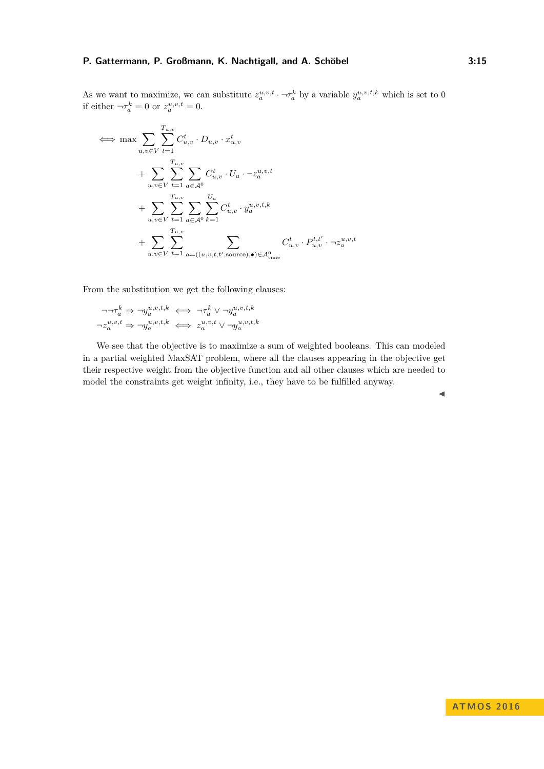As we want to maximize, we can substitute $z_a^{u,v,t} \cdot \neg\tau_a^k$ by a variable $y_a^{u,v,t,k}$ which is set to 0 if either $\neg\tau_a^k = 0$ or $z_a^{u,v,t} = 0$.

$$
\begin{aligned}
\iff \max \sum_{u,v \in V} \sum_{t=1}^{T_{u,v}} & C_{u,v}^t \cdot D_{u,v} \cdot x_{u,v}^t \\
&+ \sum_{u,v \in V} \sum_{t=1}^{T_{u,v}} \sum_{a \in \mathcal{A}^0} C_{u,v}^t \cdot U_a \cdot \neg z_a^{u,v,t} \\
&+ \sum_{u,v \in V} \sum_{t=1}^{T_{u,v}} \sum_{a \in \mathcal{A}^0} \sum_{k=1}^{U_a} C_{u,v}^t \cdot y_a^{u,v,t,k} \\
&+ \sum_{u,v \in V} \sum_{t=1}^{T_{u,v}} \sum_{a=((u,v,t,t',\text{source}),\bullet) \in \mathcal{A}^0_{\text{time}}} C_{u,v}^t \cdot P_{u,v}^{t,t'} \cdot \neg z_a^{u,v,t}
\end{aligned}
$$

From the substitution we get the following clauses:

$$
\begin{aligned}
\neg\neg\tau_a^k \Rightarrow \neg y_a^{u,v,t,k} &\iff \neg\tau_a^k \vee \neg y_a^{u,v,t,k} \\
\neg z_a^{u,v,t} \Rightarrow \neg y_a^{u,v,t,k} &\iff z_a^{u,v,t} \vee \neg y_a^{u,v,t,k}
\end{aligned}
$$

We see that the objective is to maximize a sum of weighted booleans. This can modeled in a partial weighted MaxSAT problem, where all the clauses appearing in the objective get their respective weight from the objective function and all other clauses which are needed to model the constraints get weight infinity, i.e., they have to be fulfilled anyway.

◀